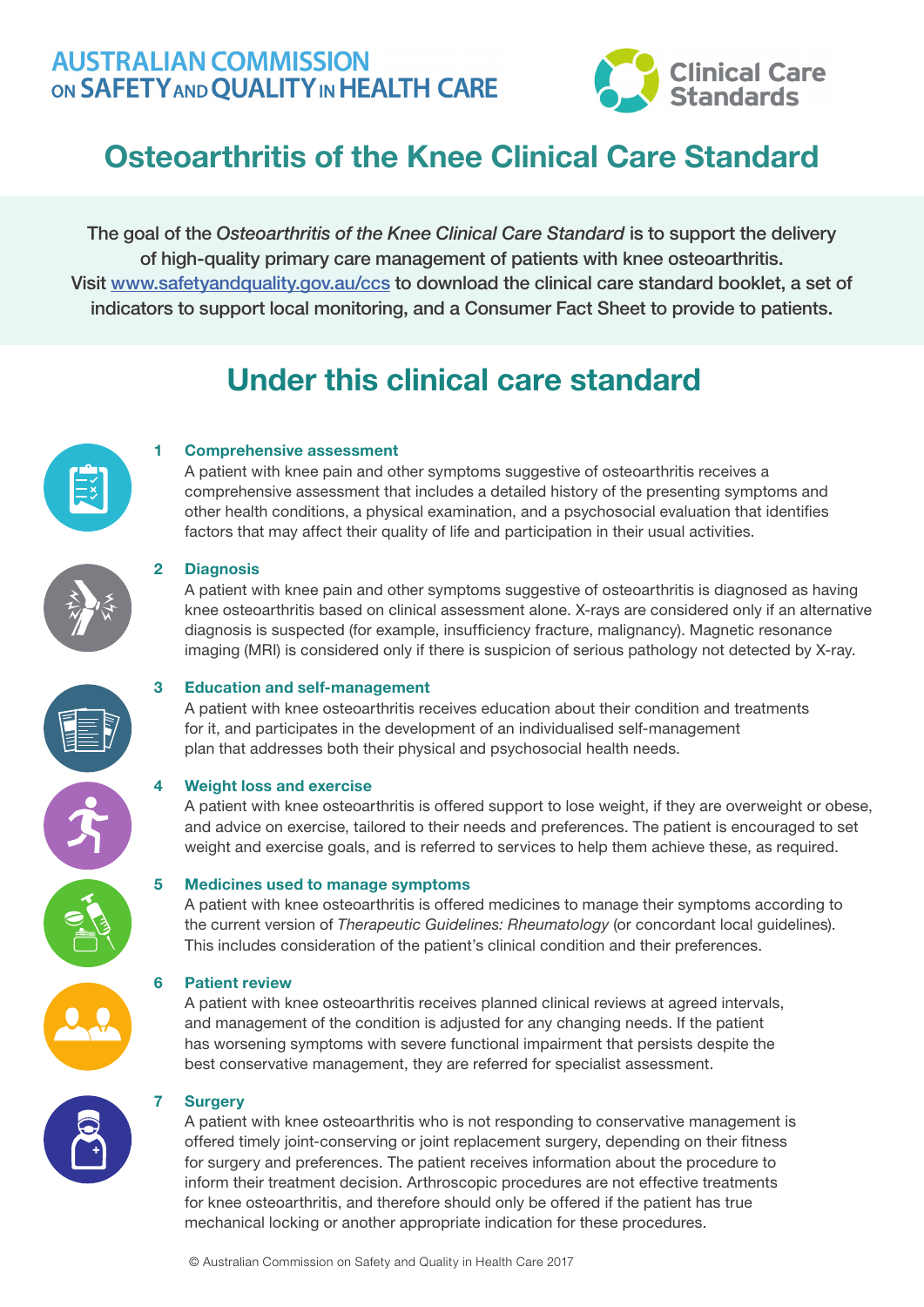AUSTRALIAN COMMISSION ON SAFETY AND QUALITY IN HEALTH CARE

Clinical Care Standards

# Osteoarthritis of the Knee Clinical Care Standard

The goal of the *Osteoarthritis of the Knee Clinical Care Standard* is to support the delivery of high-quality primary care management of patients with knee osteoarthritis. Visit www.safetyandquality.gov.au/ccs to download the clinical care standard booklet, a set of indicators to support local monitoring, and a Consumer Fact Sheet to provide to patients.

## Under this clinical care standard

### 1 Comprehensive assessment

A patient with knee pain and other symptoms suggestive of osteoarthritis receives a comprehensive assessment that includes a detailed history of the presenting symptoms and other health conditions, a physical examination, and a psychosocial evaluation that identifies factors that may affect their quality of life and participation in their usual activities.

### 2 Diagnosis

A patient with knee pain and other symptoms suggestive of osteoarthritis is diagnosed as having knee osteoarthritis based on clinical assessment alone. X-rays are considered only if an alternative diagnosis is suspected (for example, insufficiency fracture, malignancy). Magnetic resonance imaging (MRI) is considered only if there is suspicion of serious pathology not detected by X-ray.

### 3 Education and self-management

A patient with knee osteoarthritis receives education about their condition and treatments for it, and participates in the development of an individualised self-management plan that addresses both their physical and psychosocial health needs.

### 4 Weight loss and exercise

A patient with knee osteoarthritis is offered support to lose weight, if they are overweight or obese, and advice on exercise, tailored to their needs and preferences. The patient is encouraged to set weight and exercise goals, and is referred to services to help them achieve these, as required.

### 5 Medicines used to manage symptoms

A patient with knee osteoarthritis is offered medicines to manage their symptoms according to the current version of *Therapeutic Guidelines: Rheumatology* (or concordant local guidelines). This includes consideration of the patient's clinical condition and their preferences.

### 6 Patient review

A patient with knee osteoarthritis receives planned clinical reviews at agreed intervals, and management of the condition is adjusted for any changing needs. If the patient has worsening symptoms with severe functional impairment that persists despite the best conservative management, they are referred for specialist assessment.

### 7 Surgery

A patient with knee osteoarthritis who is not responding to conservative management is offered timely joint-conserving or joint replacement surgery, depending on their fitness for surgery and preferences. The patient receives information about the procedure to inform their treatment decision. Arthroscopic procedures are not effective treatments for knee osteoarthritis, and therefore should only be offered if the patient has true mechanical locking or another appropriate indication for these procedures.

© Australian Commission on Safety and Quality in Health Care 2017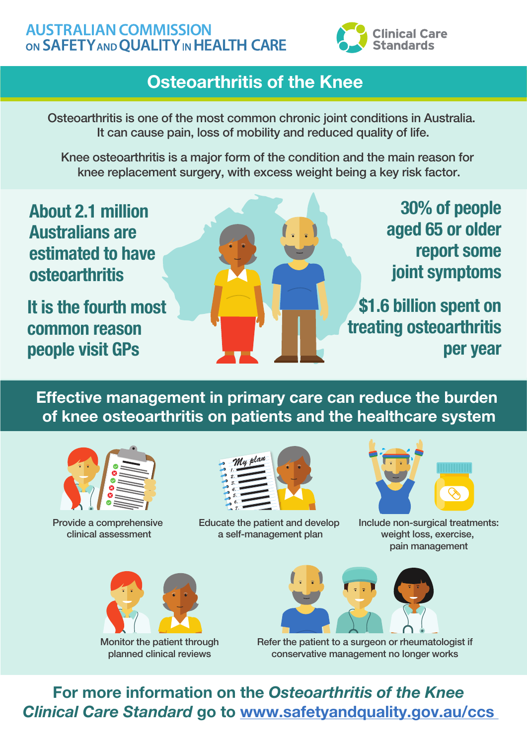AUSTRALIAN COMMISSION ON SAFETY AND QUALITY IN HEALTH CARE

Clinical Care Standards

# Osteoarthritis of the Knee

Osteoarthritis is one of the most common chronic joint conditions in Australia. It can cause pain, loss of mobility and reduced quality of life.

Knee osteoarthritis is a major form of the condition and the main reason for knee replacement surgery, with excess weight being a key risk factor.

**About 2.1 million Australians are estimated to have osteoarthritis**

**It is the fourth most common reason people visit GPs**

**30% of people aged 65 or older report some joint symptoms**

**$1.6 billion spent on treating osteoarthritis per year**

## Effective management in primary care can reduce the burden of knee osteoarthritis on patients and the healthcare system

- Provide a comprehensive clinical assessment
- Educate the patient and develop a self-management plan
- Include non-surgical treatments: weight loss, exercise, pain management
- Monitor the patient through planned clinical reviews
- Refer the patient to a surgeon or rheumatologist if conservative management no longer works

**For more information on the *Osteoarthritis of the Knee Clinical Care Standard* go to www.safetyandquality.gov.au/ccs**